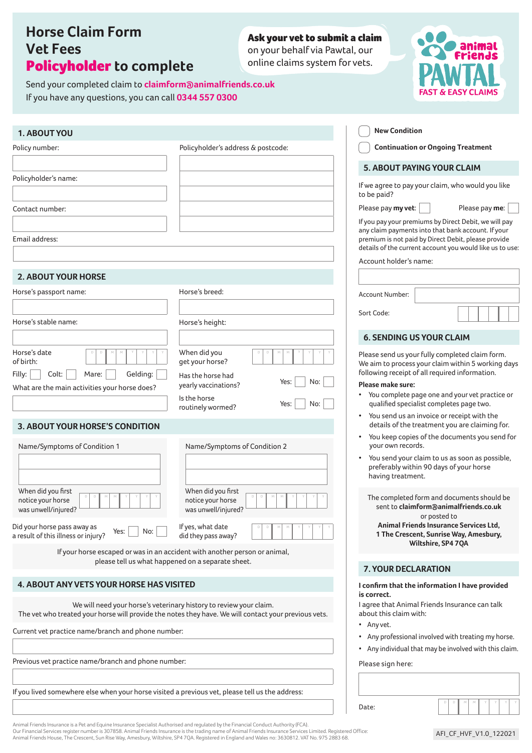# Horse Claim Form
# Vet Fees
# **Policyholder** to complete

Send your completed claim to **claimform@animalfriends.co.uk**
If you have any questions, you can call **0344 557 0300**

**Ask your vet to submit a claim** on your behalf via Pawtal, our online claims system for vets.

animal friends PAWTAL FAST & EASY CLAIMS

## 1. ABOUT YOU

Policy number:

Policyholder's name:

Contact number:

Email address:

Policyholder's address & postcode:

## 2. ABOUT YOUR HORSE

Horse's passport name:

Horse's breed:

Horse's stable name:

Horse's height:

Horse's date of birth: D D M M Y Y Y Y

When did you get your horse? D D M M Y Y Y Y

Filly: ☐ Colt: ☐ Mare: ☐ Gelding: ☐

What are the main activities your horse does?

Has the horse had yearly vaccinations? Yes: ☐ No: ☐

Is the horse routinely wormed? Yes: ☐ No: ☐

## 3. ABOUT YOUR HORSE'S CONDITION

Name/Symptoms of Condition 1

When did you first notice your horse was unwell/injured? D D M M Y Y Y Y

Name/Symptoms of Condition 2

When did you first notice your horse was unwell/injured? D D M M Y Y Y Y

Did your horse pass away as a result of this illness or injury? Yes: ☐ No: ☐

If yes, what date did they pass away? D D M M Y Y Y Y

If your horse escaped or was in an accident with another person or animal, please tell us what happened on a separate sheet.

## 4. ABOUT ANY VETS YOUR HORSE HAS VISITED

We will need your horse's veterinary history to review your claim.
The vet who treated your horse will provide the notes they have. We will contact your previous vets.

Current vet practice name/branch and phone number:

Previous vet practice name/branch and phone number:

If you lived somewhere else when your horse visited a previous vet, please tell us the address:

☐ **New Condition**

☐ **Continuation or Ongoing Treatment**

## 5. ABOUT PAYING YOUR CLAIM

If we agree to pay your claim, who would you like to be paid?

Please pay **my vet**: ☐ Please pay **me**: ☐

If you pay your premiums by Direct Debit, we will pay any claim payments into that bank account. If your premium is not paid by Direct Debit, please provide details of the current account you would like us to use:

Account holder's name:

Account Number:

Sort Code:

## 6. SENDING US YOUR CLAIM

Please send us your fully completed claim form. We aim to process your claim within 5 working days following receipt of all required information.

**Please make sure:**

- You complete page one and your vet practice or qualified specialist completes page two.
- You send us an invoice or receipt with the details of the treatment you are claiming for.
- You keep copies of the documents you send for your own records.
- You send your claim to us as soon as possible, preferably within 90 days of your horse having treatment.

The completed form and documents should be sent to **claimform@animalfriends.co.uk**
or posted to
**Animal Friends Insurance Services Ltd, 1 The Crescent, Sunrise Way, Amesbury, Wiltshire, SP4 7QA**

## 7. YOUR DECLARATION

**I confirm that the information I have provided is correct.**

I agree that Animal Friends Insurance can talk about this claim with:

- Any vet.
- Any professional involved with treating my horse.
- Any individual that may be involved with this claim.

Please sign here:

Date: D D M M Y Y Y Y

Animal Friends Insurance is a Pet and Equine Insurance Specialist Authorised and regulated by the Financial Conduct Authority (FCA).
Our Financial Services register number is 307858. Animal Friends Insurance is the trading name of Animal Friends Insurance Services Limited. Registered Office: Animal Friends House, The Crescent, Sun Rise Way, Amesbury, Wiltshire, SP4 7QA. Registered in England and Wales no: 3630812. VAT No. 975 2883 68.

AFI_CF_HVF_V1.0_122021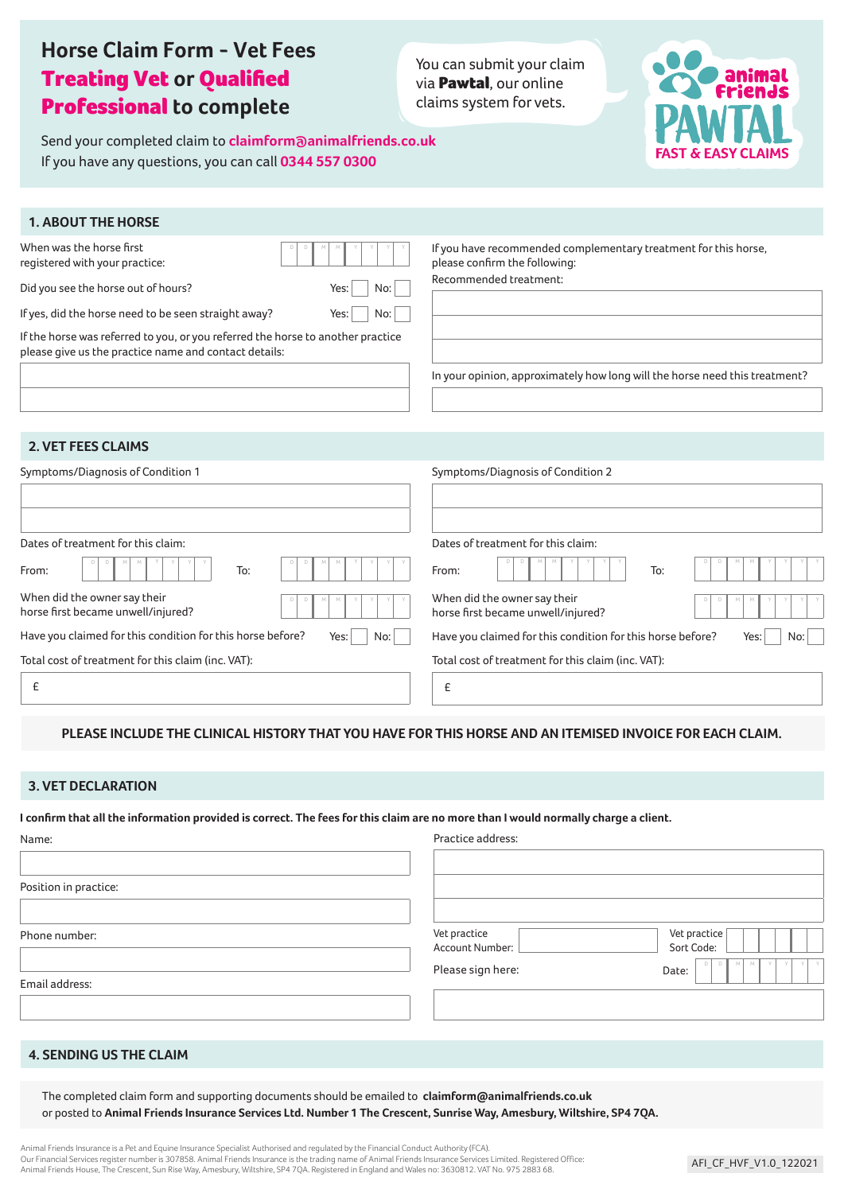# Horse Claim Form - Vet Fees

**Treating Vet** or **Qualified Professional** to complete

Send your completed claim to **claimform@animalfriends.co.uk**
If you have any questions, you can call **0344 557 0300**

You can submit your claim via **Pawtal**, our online claims system for vets.

animal friends PAWTAL FAST & EASY CLAIMS

## 1. ABOUT THE HORSE

When was the horse first registered with your practice: D D M M Y Y Y Y

Did you see the horse out of hours? Yes: ☐ No: ☐

If yes, did the horse need to be seen straight away? Yes: ☐ No: ☐

If the horse was referred to you, or you referred the horse to another practice please give us the practice name and contact details:

If you have recommended complementary treatment for this horse, please confirm the following:

Recommended treatment:

In your opinion, approximately how long will the horse need this treatment?

## 2. VET FEES CLAIMS

Symptoms/Diagnosis of Condition 1

Dates of treatment for this claim:

From: D D M M Y Y Y Y To: D D M M Y Y Y Y

When did the owner say their horse first became unwell/injured? D D M M Y Y Y Y

Have you claimed for this condition for this horse before? Yes: ☐ No: ☐

Total cost of treatment for this claim (inc. VAT):

£

Symptoms/Diagnosis of Condition 2

Dates of treatment for this claim:

From: D D M M Y Y Y Y To: D D M M Y Y Y Y

When did the owner say their horse first became unwell/injured? D D M M Y Y Y Y

Have you claimed for this condition for this horse before? Yes: ☐ No: ☐

Total cost of treatment for this claim (inc. VAT):

£

**PLEASE INCLUDE THE CLINICAL HISTORY THAT YOU HAVE FOR THIS HORSE AND AN ITEMISED INVOICE FOR EACH CLAIM.**

## 3. VET DECLARATION

**I confirm that all the information provided is correct. The fees for this claim are no more than I would normally charge a client.**

Name:

Position in practice:

Phone number:

Email address:

Practice address:

Vet practice Account Number:

Vet practice Sort Code:

Please sign here:

Date: D D M M Y Y Y Y

## 4. SENDING US THE CLAIM

The completed claim form and supporting documents should be emailed to **claimform@animalfriends.co.uk**
or posted to **Animal Friends Insurance Services Ltd. Number 1 The Crescent, Sunrise Way, Amesbury, Wiltshire, SP4 7QA.**

Animal Friends Insurance is a Pet and Equine Insurance Specialist Authorised and regulated by the Financial Conduct Authority (FCA).
Our Financial Services register number is 307858. Animal Friends Insurance is the trading name of Animal Friends Insurance Services Limited. Registered Office:
Animal Friends House, The Crescent, Sun Rise Way, Amesbury, Wiltshire, SP4 7QA. Registered in England and Wales no: 3630812. VAT No. 975 2883 68.

AFI_CF_HVF_V1.0_122021